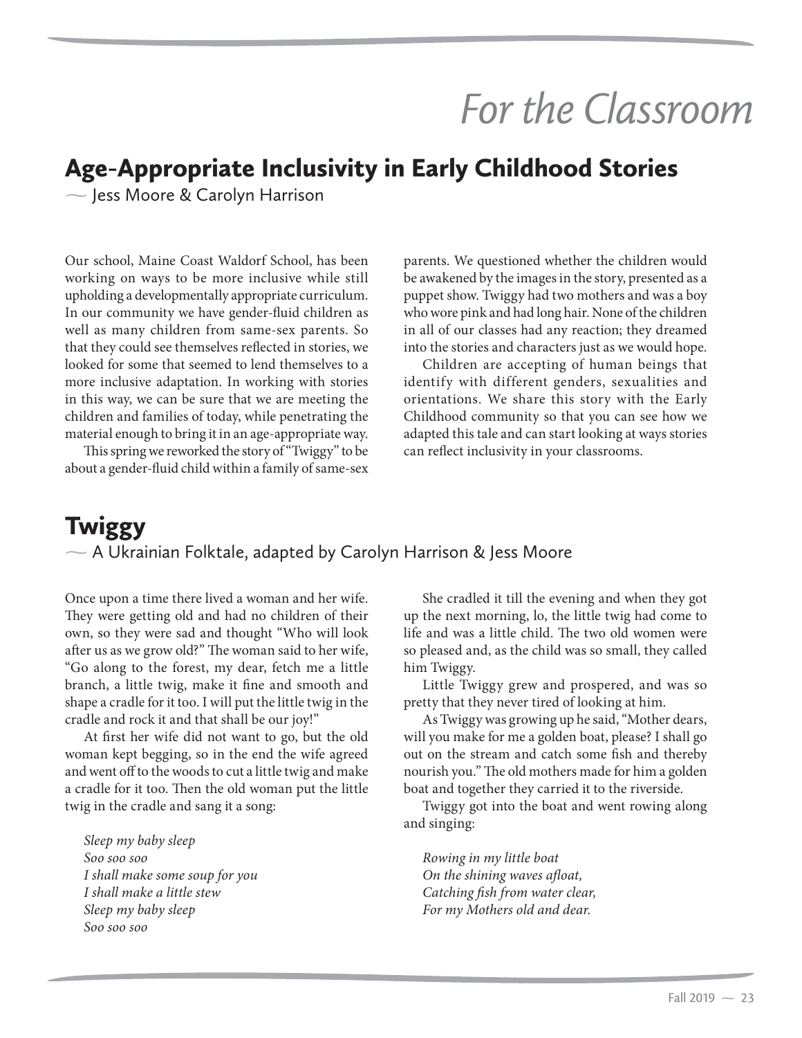# For the Classroom

## Age-Appropriate Inclusivity in Early Childhood Stories

~ Jess Moore & Carolyn Harrison

Our school, Maine Coast Waldorf School, has been working on ways to be more inclusive while still upholding a developmentally appropriate curriculum. In our community we have gender-fluid children as well as many children from same-sex parents. So that they could see themselves reflected in stories, we looked for some that seemed to lend themselves to a more inclusive adaptation. In working with stories in this way, we can be sure that we are meeting the children and families of today, while penetrating the material enough to bring it in an age-appropriate way.

This spring we reworked the story of "Twiggy" to be about a gender-fluid child within a family of same-sex parents. We questioned whether the children would be awakened by the images in the story, presented as a puppet show. Twiggy had two mothers and was a boy who wore pink and had long hair. None of the children in all of our classes had any reaction; they dreamed into the stories and characters just as we would hope.

Children are accepting of human beings that identify with different genders, sexualities and orientations. We share this story with the Early Childhood community so that you can see how we adapted this tale and can start looking at ways stories can reflect inclusivity in your classrooms.

## Twiggy

~ A Ukrainian Folktale, adapted by Carolyn Harrison & Jess Moore

Once upon a time there lived a woman and her wife. They were getting old and had no children of their own, so they were sad and thought "Who will look after us as we grow old?" The woman said to her wife, "Go along to the forest, my dear, fetch me a little branch, a little twig, make it fine and smooth and shape a cradle for it too. I will put the little twig in the cradle and rock it and that shall be our joy!"

At first her wife did not want to go, but the old woman kept begging, so in the end the wife agreed and went off to the woods to cut a little twig and make a cradle for it too. Then the old woman put the little twig in the cradle and sang it a song:

*Sleep my baby sleep*
*Soo soo soo*
*I shall make some soup for you*
*I shall make a little stew*
*Sleep my baby sleep*
*Soo soo soo*

She cradled it till the evening and when they got up the next morning, lo, the little twig had come to life and was a little child. The two old women were so pleased and, as the child was so small, they called him Twiggy.

Little Twiggy grew and prospered, and was so pretty that they never tired of looking at him.

As Twiggy was growing up he said, "Mother dears, will you make for me a golden boat, please? I shall go out on the stream and catch some fish and thereby nourish you." The old mothers made for him a golden boat and together they carried it to the riverside.

Twiggy got into the boat and went rowing along and singing:

*Rowing in my little boat*
*On the shining waves afloat,*
*Catching fish from water clear,*
*For my Mothers old and dear.*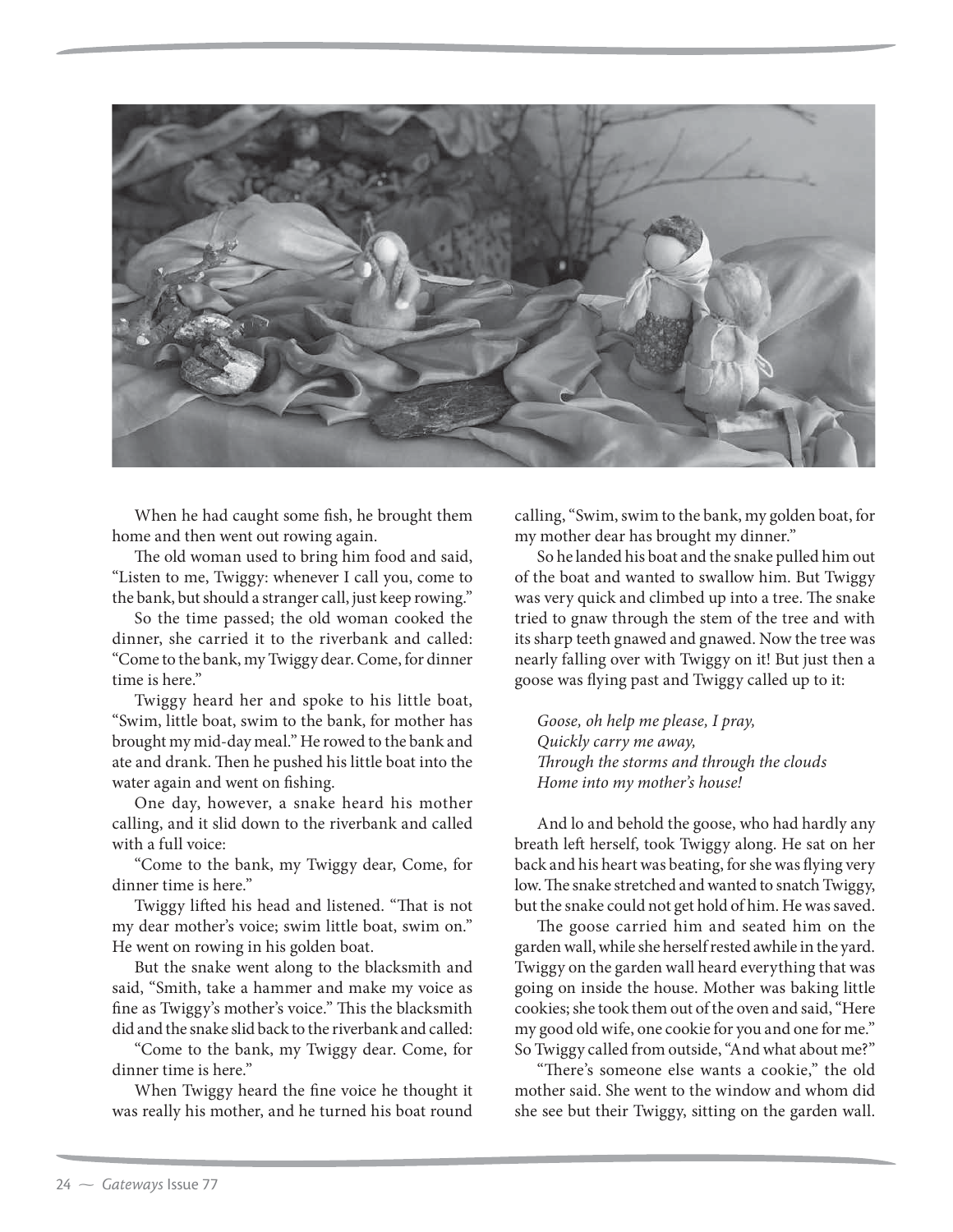When he had caught some fish, he brought them home and then went out rowing again.

The old woman used to bring him food and said, "Listen to me, Twiggy: whenever I call you, come to the bank, but should a stranger call, just keep rowing."

So the time passed; the old woman cooked the dinner, she carried it to the riverbank and called: "Come to the bank, my Twiggy dear. Come, for dinner time is here."

Twiggy heard her and spoke to his little boat, "Swim, little boat, swim to the bank, for mother has brought my mid-day meal." He rowed to the bank and ate and drank. Then he pushed his little boat into the water again and went on fishing.

One day, however, a snake heard his mother calling, and it slid down to the riverbank and called with a full voice:

"Come to the bank, my Twiggy dear, Come, for dinner time is here."

Twiggy lifted his head and listened. "That is not my dear mother's voice; swim little boat, swim on." He went on rowing in his golden boat.

But the snake went along to the blacksmith and said, "Smith, take a hammer and make my voice as fine as Twiggy's mother's voice." This the blacksmith did and the snake slid back to the riverbank and called:

"Come to the bank, my Twiggy dear. Come, for dinner time is here."

When Twiggy heard the fine voice he thought it was really his mother, and he turned his boat round calling, "Swim, swim to the bank, my golden boat, for my mother dear has brought my dinner."

So he landed his boat and the snake pulled him out of the boat and wanted to swallow him. But Twiggy was very quick and climbed up into a tree. The snake tried to gnaw through the stem of the tree and with its sharp teeth gnawed and gnawed. Now the tree was nearly falling over with Twiggy on it! But just then a goose was flying past and Twiggy called up to it:

*Goose, oh help me please, I pray,*
*Quickly carry me away,*
*Through the storms and through the clouds*
*Home into my mother's house!*

And lo and behold the goose, who had hardly any breath left herself, took Twiggy along. He sat on her back and his heart was beating, for she was flying very low. The snake stretched and wanted to snatch Twiggy, but the snake could not get hold of him. He was saved.

The goose carried him and seated him on the garden wall, while she herself rested awhile in the yard. Twiggy on the garden wall heard everything that was going on inside the house. Mother was baking little cookies; she took them out of the oven and said, "Here my good old wife, one cookie for you and one for me." So Twiggy called from outside, "And what about me?"

"There's someone else wants a cookie," the old mother said. She went to the window and whom did she see but their Twiggy, sitting on the garden wall.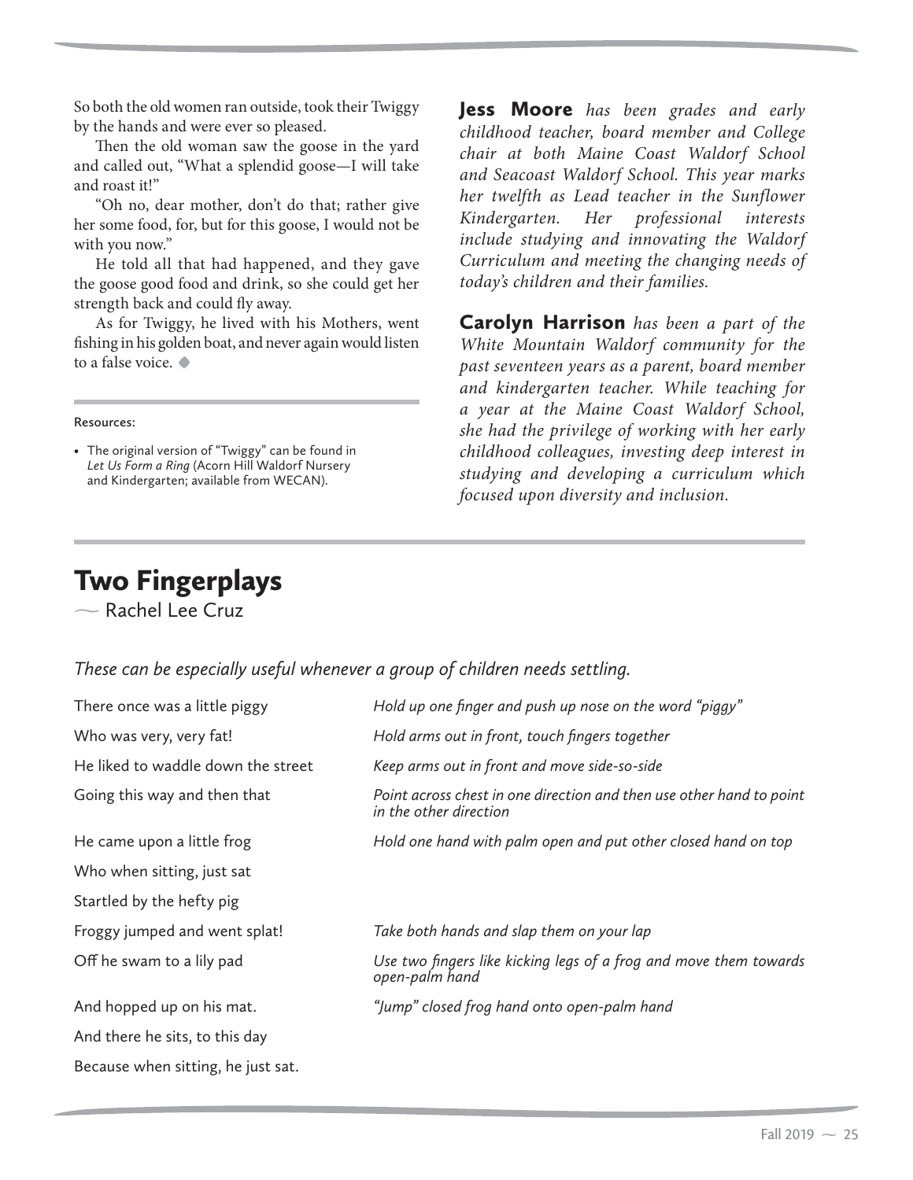So both the old women ran outside, took their Twiggy by the hands and were ever so pleased.

Then the old woman saw the goose in the yard and called out, "What a splendid goose—I will take and roast it!"

"Oh no, dear mother, don't do that; rather give her some food, for, but for this goose, I would not be with you now."

He told all that had happened, and they gave the goose good food and drink, so she could get her strength back and could fly away.

As for Twiggy, he lived with his Mothers, went fishing in his golden boat, and never again would listen to a false voice. ◆

Resources:

- The original version of "Twiggy" can be found in *Let Us Form a Ring* (Acorn Hill Waldorf Nursery and Kindergarten; available from WECAN).

**Jess Moore** *has been grades and early childhood teacher, board member and College chair at both Maine Coast Waldorf School and Seacoast Waldorf School. This year marks her twelfth as Lead teacher in the Sunflower Kindergarten. Her professional interests include studying and innovating the Waldorf Curriculum and meeting the changing needs of today's children and their families.*

**Carolyn Harrison** *has been a part of the White Mountain Waldorf community for the past seventeen years as a parent, board member and kindergarten teacher. While teaching for a year at the Maine Coast Waldorf School, she had the privilege of working with her early childhood colleagues, investing deep interest in studying and developing a curriculum which focused upon diversity and inclusion.*

# Two Fingerplays

— Rachel Lee Cruz

*These can be especially useful whenever a group of children needs settling.*

| | |
|---|---|
| There once was a little piggy | *Hold up one finger and push up nose on the word "piggy"* |
| Who was very, very fat! | *Hold arms out in front, touch fingers together* |
| He liked to waddle down the street | *Keep arms out in front and move side-so-side* |
| Going this way and then that | *Point across chest in one direction and then use other hand to point in the other direction* |
| He came upon a little frog | *Hold one hand with palm open and put other closed hand on top* |
| Who when sitting, just sat | |
| Startled by the hefty pig | |
| Froggy jumped and went splat! | *Take both hands and slap them on your lap* |
| Off he swam to a lily pad | *Use two fingers like kicking legs of a frog and move them towards open-palm hand* |
| And hopped up on his mat. | *"Jump" closed frog hand onto open-palm hand* |
| And there he sits, to this day | |
| Because when sitting, he just sat. | |